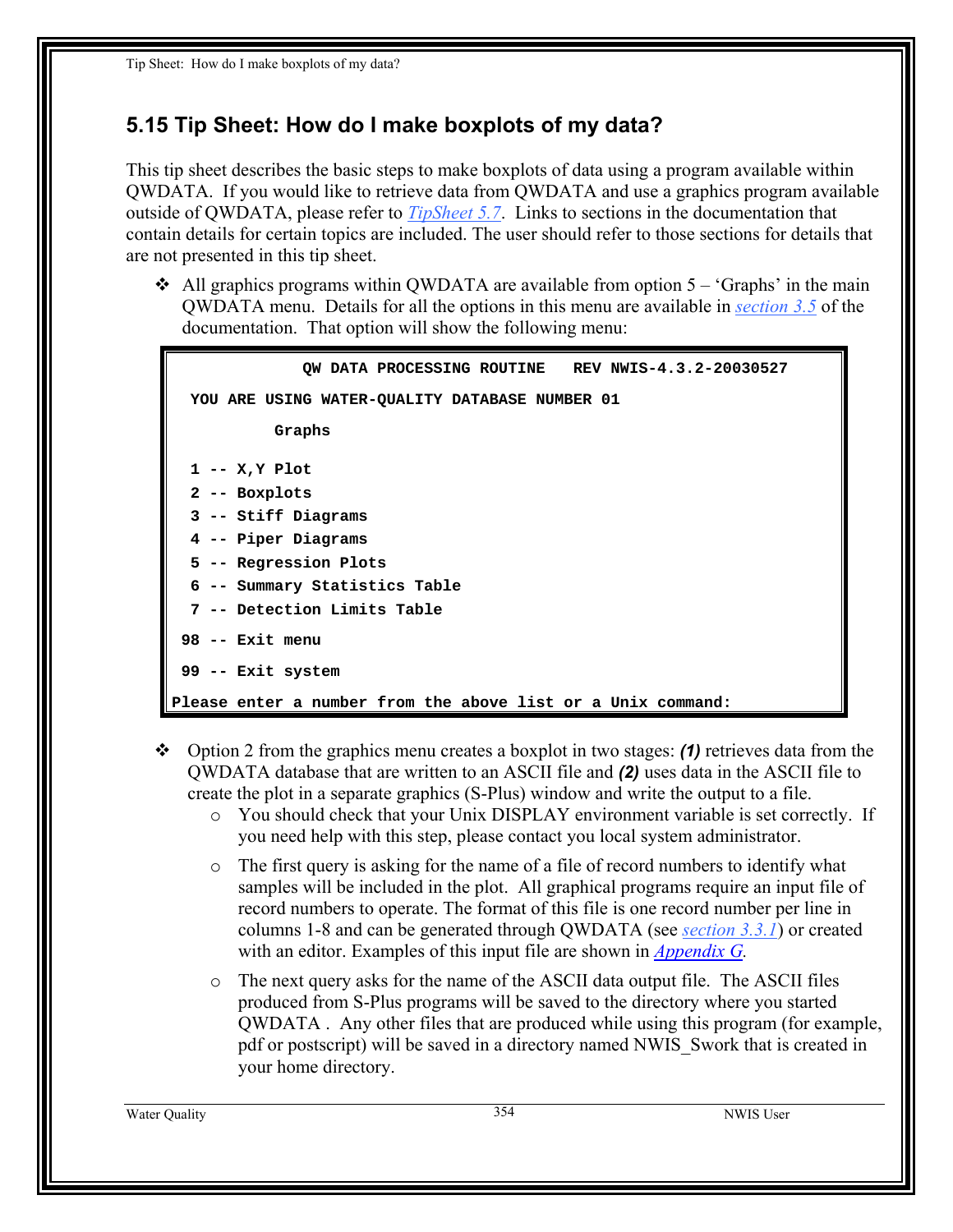## 5.15 Tip Sheet: How do I make boxplots of my data?

This tip sheet describes the basic steps to make boxplots of data using a program available within QWDATA. If you would like to retrieve data from QWDATA and use a graphics program available outside of QWDATA, please refer to TipSheet 5.7. Links to sections in the documentation that contain details for certain topics are included. The user should refer to those sections for details that are not presented in this tip sheet.

- All graphics programs within QWDATA are available from option 5 – 'Graphs' in the main QWDATA menu. Details for all the options in this menu are available in section 3.5 of the documentation. That option will show the following menu:

```
              QW DATA PROCESSING ROUTINE   REV NWIS-4.3.2-20030527

  YOU ARE USING WATER-QUALITY DATABASE NUMBER 01

           Graphs

  1 -- X,Y Plot
  2 -- Boxplots
  3 -- Stiff Diagrams
  4 -- Piper Diagrams
  5 -- Regression Plots
  6 -- Summary Statistics Table
  7 -- Detection Limits Table

 98 -- Exit menu

 99 -- Exit system
Please enter a number from the above list or a Unix command:
```

- Option 2 from the graphics menu creates a boxplot in two stages: ***(1)*** retrieves data from the QWDATA database that are written to an ASCII file and ***(2)*** uses data in the ASCII file to create the plot in a separate graphics (S-Plus) window and write the output to a file.
  - You should check that your Unix DISPLAY environment variable is set correctly. If you need help with this step, please contact you local system administrator.
  - The first query is asking for the name of a file of record numbers to identify what samples will be included in the plot. All graphical programs require an input file of record numbers to operate. The format of this file is one record number per line in columns 1-8 and can be generated through QWDATA (see section 3.3.1) or created with an editor. Examples of this input file are shown in *Appendix G*.
  - The next query asks for the name of the ASCII data output file. The ASCII files produced from S-Plus programs will be saved to the directory where you started QWDATA . Any other files that are produced while using this program (for example, pdf or postscript) will be saved in a directory named NWIS_Swork that is created in your home directory.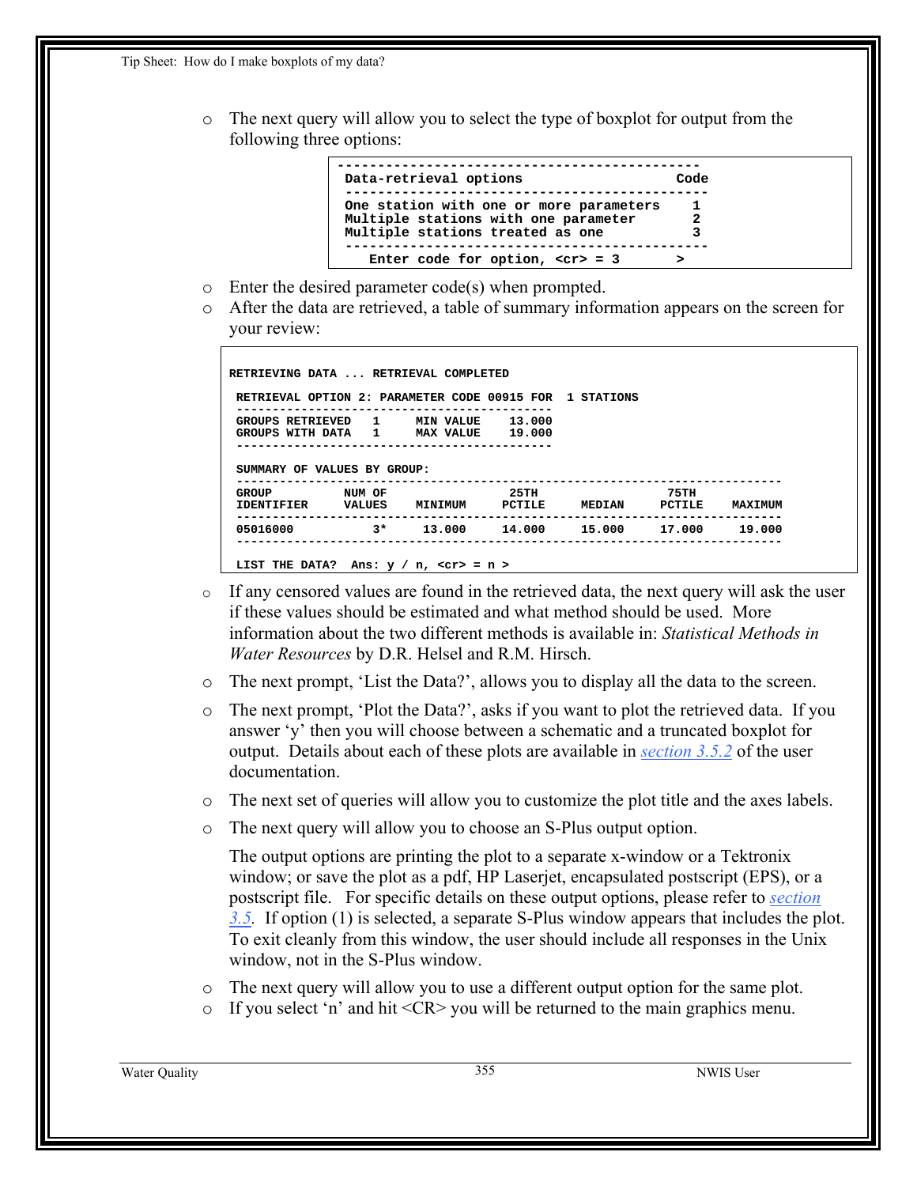- The next query will allow you to select the type of boxplot for output from the following three options:

```
 --------------------------------------------
 Data-retrieval options                   Code
 --------------------------------------------
 One station with one or more parameters    1
 Multiple stations with one parameter       2
 Multiple stations treated as one           3
 --------------------------------------------
    Enter code for option, <cr> = 3        >
```

- Enter the desired parameter code(s) when prompted.
- After the data are retrieved, a table of summary information appears on the screen for your review:

```
RETRIEVING DATA ... RETRIEVAL COMPLETED

 RETRIEVAL OPTION 2: PARAMETER CODE 00915 FOR  1 STATIONS
 ------------------------------------------
 GROUPS RETRIEVED   1     MIN VALUE    13.000
 GROUPS WITH DATA   1     MAX VALUE    19.000
 ------------------------------------------

 SUMMARY OF VALUES BY GROUP:
 ---------------------------------------------------------------------------
 GROUP          NUM OF                25TH                 75TH
 IDENTIFIER     VALUES    MINIMUM     PCTILE     MEDIAN    PCTILE    MAXIMUM
 ---------------------------------------------------------------------------
 05016000           3*     13.000     14.000     15.000    17.000     19.000
 ---------------------------------------------------------------------------

 LIST THE DATA?  Ans: y / n, <cr> = n >
```

- If any censored values are found in the retrieved data, the next query will ask the user if these values should be estimated and what method should be used. More information about the two different methods is available in: *Statistical Methods in Water Resources* by D.R. Helsel and R.M. Hirsch.
- The next prompt, 'List the Data?', allows you to display all the data to the screen.
- The next prompt, 'Plot the Data?', asks if you want to plot the retrieved data. If you answer 'y' then you will choose between a schematic and a truncated boxplot for output. Details about each of these plots are available in *section 3.5.2* of the user documentation.
- The next set of queries will allow you to customize the plot title and the axes labels.
- The next query will allow you to choose an S-Plus output option.

  The output options are printing the plot to a separate x-window or a Tektronix window; or save the plot as a pdf, HP Laserjet, encapsulated postscript (EPS), or a postscript file. For specific details on these output options, please refer to *section 3.5*. If option (1) is selected, a separate S-Plus window appears that includes the plot. To exit cleanly from this window, the user should include all responses in the Unix window, not in the S-Plus window.

- The next query will allow you to use a different output option for the same plot.
- If you select 'n' and hit <CR> you will be returned to the main graphics menu.